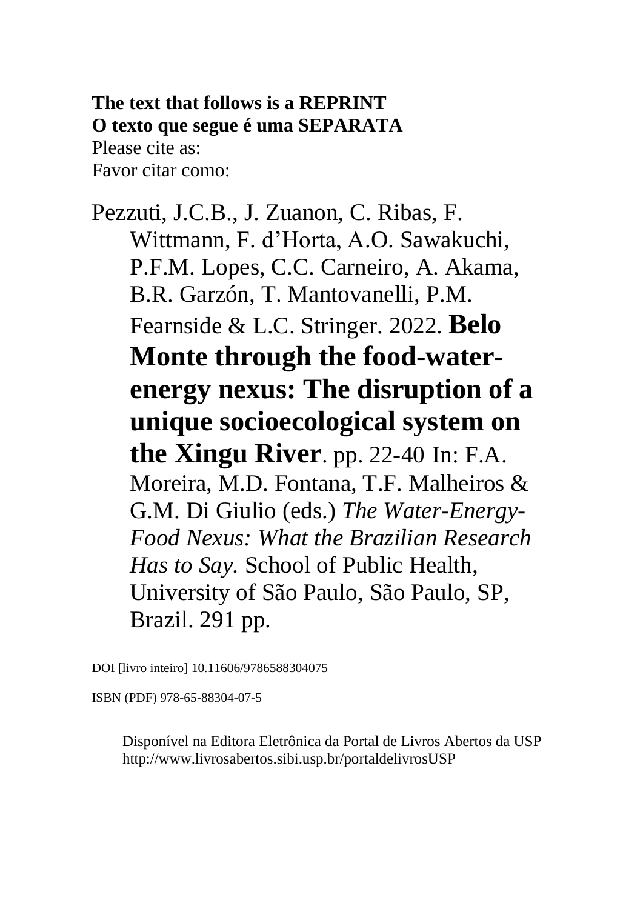**The text that follows is a REPRINT**
**O texto que segue é uma SEPARATA**
Please cite as:
Favor citar como:

Pezzuti, J.C.B., J. Zuanon, C. Ribas, F. Wittmann, F. d'Horta, A.O. Sawakuchi, P.F.M. Lopes, C.C. Carneiro, A. Akama, B.R. Garzón, T. Mantovanelli, P.M. Fearnside & L.C. Stringer. 2022. **Belo Monte through the food-water-energy nexus: The disruption of a unique socioecological system on the Xingu River**. pp. 22-40 In: F.A. Moreira, M.D. Fontana, T.F. Malheiros & G.M. Di Giulio (eds.) *The Water-Energy-Food Nexus: What the Brazilian Research Has to Say.* School of Public Health, University of São Paulo, São Paulo, SP, Brazil. 291 pp.

DOI [livro inteiro] 10.11606/9786588304075

ISBN (PDF) 978-65-88304-07-5

Disponível na Editora Eletrônica da Portal de Livros Abertos da USP
http://www.livrosabertos.sibi.usp.br/portaldelivrosUSP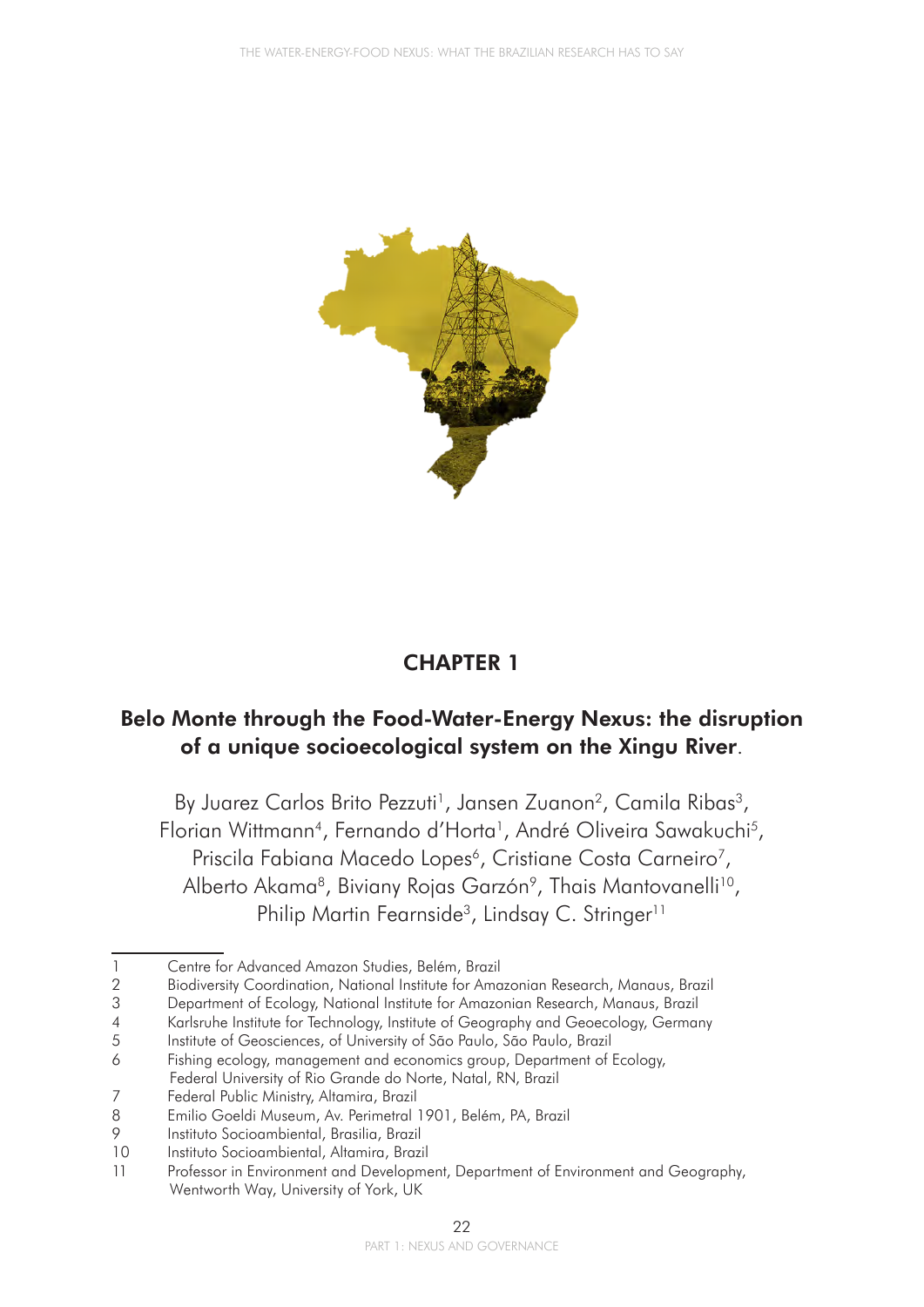# CHAPTER 1

## Belo Monte through the Food-Water-Energy Nexus: the disruption of a unique socioecological system on the Xingu River.

By Juarez Carlos Brito Pezzuti[1], Jansen Zuanon[2], Camila Ribas[3], Florian Wittmann[4], Fernando d'Horta[1], André Oliveira Sawakuchi[5], Priscila Fabiana Macedo Lopes[6], Cristiane Costa Carneiro[7], Alberto Akama[8], Biviany Rojas Garzón[9], Thais Mantovanelli[10], Philip Martin Fearnside[3], Lindsay C. Stringer[11]

---

1 Centre for Advanced Amazon Studies, Belém, Brazil
2 Biodiversity Coordination, National Institute for Amazonian Research, Manaus, Brazil
3 Department of Ecology, National Institute for Amazonian Research, Manaus, Brazil
4 Karlsruhe Institute for Technology, Institute of Geography and Geoecology, Germany
5 Institute of Geosciences, of University of São Paulo, São Paulo, Brazil
6 Fishing ecology, management and economics group, Department of Ecology, Federal University of Rio Grande do Norte, Natal, RN, Brazil
7 Federal Public Ministry, Altamira, Brazil
8 Emilio Goeldi Museum, Av. Perimetral 1901, Belém, PA, Brazil
9 Instituto Socioambiental, Brasilia, Brazil
10 Instituto Socioambiental, Altamira, Brazil
11 Professor in Environment and Development, Department of Environment and Geography, Wentworth Way, University of York, UK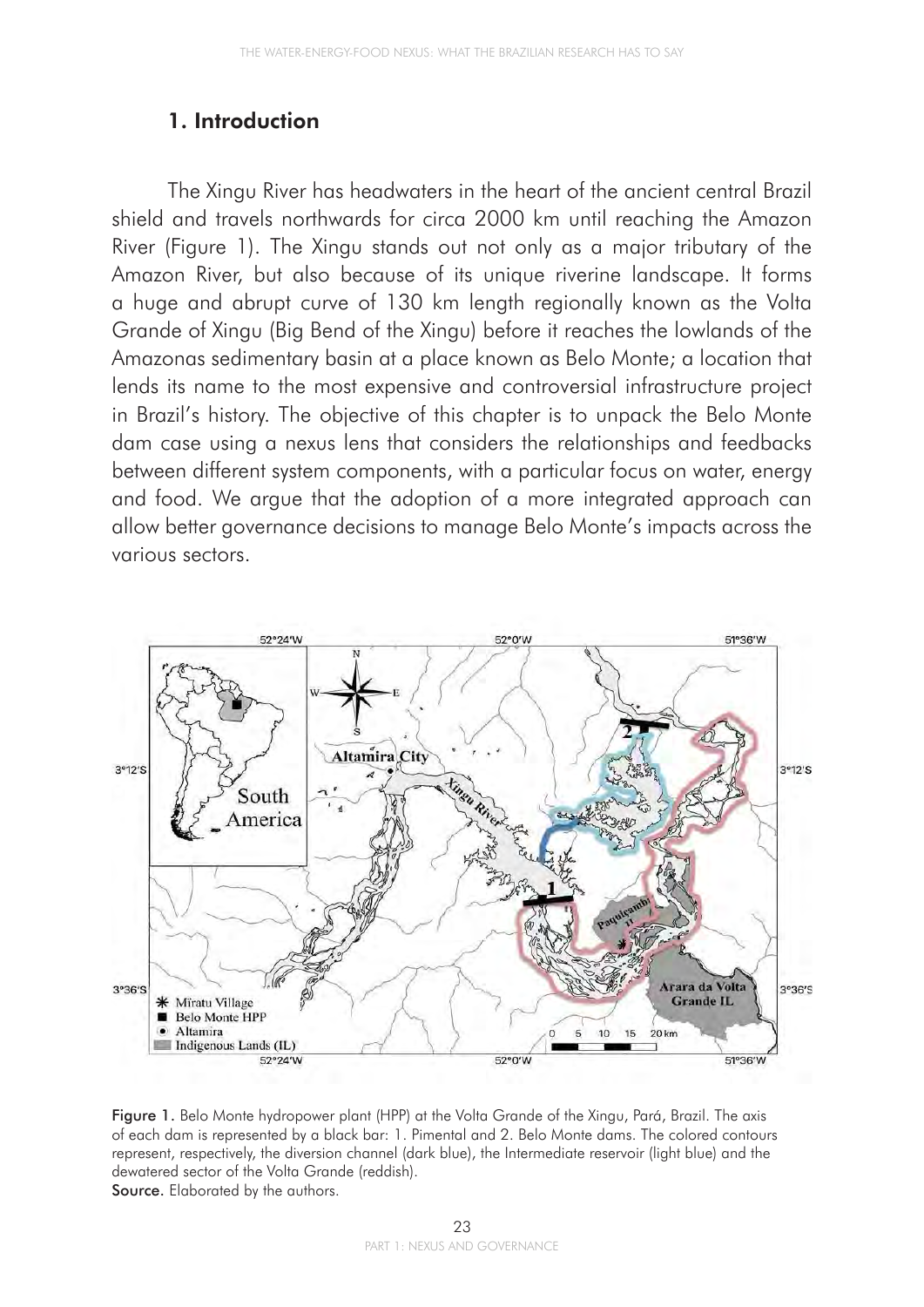## 1. Introduction

The Xingu River has headwaters in the heart of the ancient central Brazil shield and travels northwards for circa 2000 km until reaching the Amazon River (Figure 1). The Xingu stands out not only as a major tributary of the Amazon River, but also because of its unique riverine landscape. It forms a huge and abrupt curve of 130 km length regionally known as the Volta Grande of Xingu (Big Bend of the Xingu) before it reaches the lowlands of the Amazonas sedimentary basin at a place known as Belo Monte; a location that lends its name to the most expensive and controversial infrastructure project in Brazil's history. The objective of this chapter is to unpack the Belo Monte dam case using a nexus lens that considers the relationships and feedbacks between different system components, with a particular focus on water, energy and food. We argue that the adoption of a more integrated approach can allow better governance decisions to manage Belo Monte's impacts across the various sectors.

**Figure 1.** Belo Monte hydropower plant (HPP) at the Volta Grande of the Xingu, Pará, Brazil. The axis of each dam is represented by a black bar: 1. Pimental and 2. Belo Monte dams. The colored contours represent, respectively, the diversion channel (dark blue), the Intermediate reservoir (light blue) and the dewatered sector of the Volta Grande (reddish).

**Source.** Elaborated by the authors.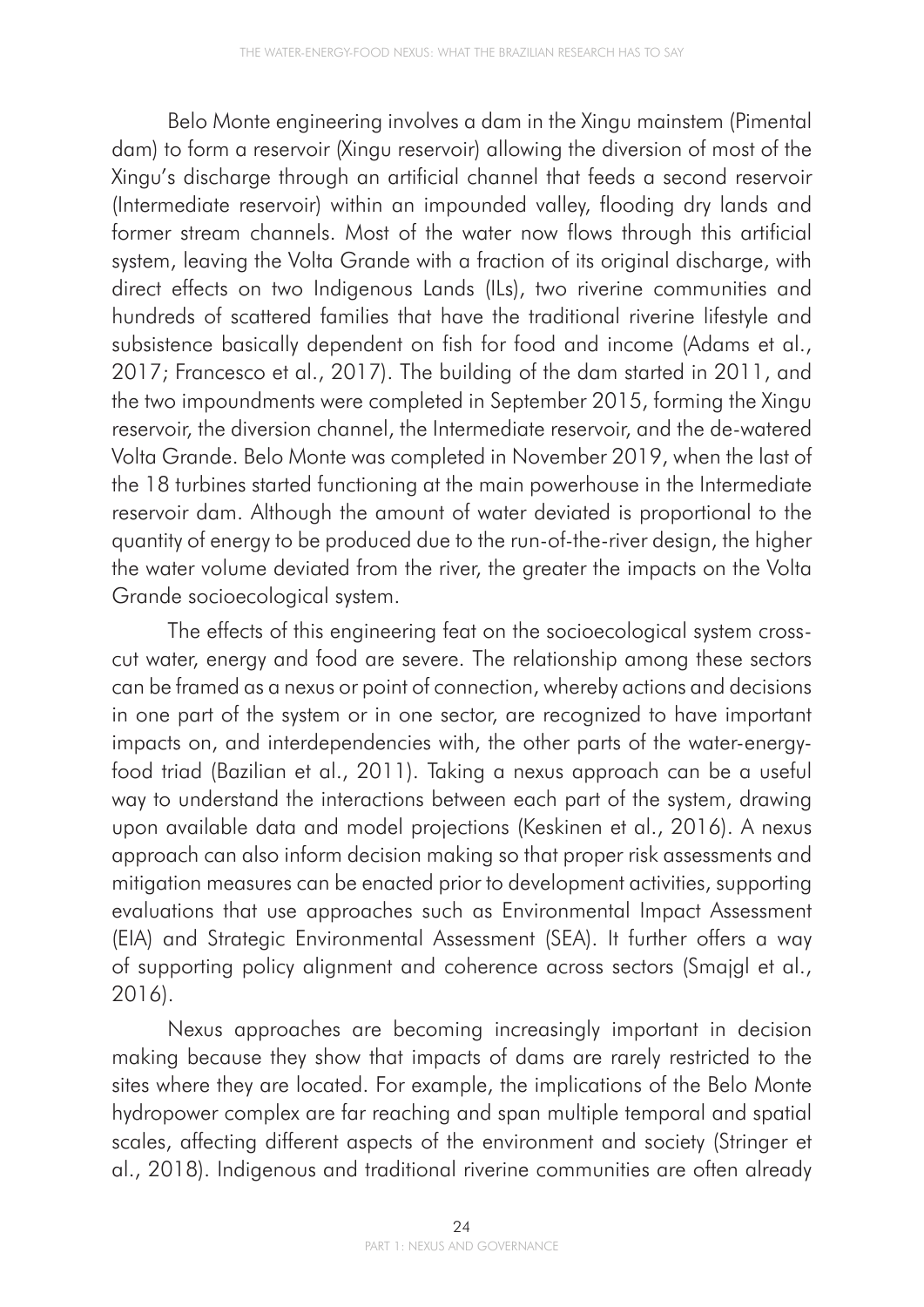Belo Monte engineering involves a dam in the Xingu mainstem (Pimental dam) to form a reservoir (Xingu reservoir) allowing the diversion of most of the Xingu's discharge through an artificial channel that feeds a second reservoir (Intermediate reservoir) within an impounded valley, flooding dry lands and former stream channels. Most of the water now flows through this artificial system, leaving the Volta Grande with a fraction of its original discharge, with direct effects on two Indigenous Lands (ILs), two riverine communities and hundreds of scattered families that have the traditional riverine lifestyle and subsistence basically dependent on fish for food and income (Adams et al., 2017; Francesco et al., 2017). The building of the dam started in 2011, and the two impoundments were completed in September 2015, forming the Xingu reservoir, the diversion channel, the Intermediate reservoir, and the de-watered Volta Grande. Belo Monte was completed in November 2019, when the last of the 18 turbines started functioning at the main powerhouse in the Intermediate reservoir dam. Although the amount of water deviated is proportional to the quantity of energy to be produced due to the run-of-the-river design, the higher the water volume deviated from the river, the greater the impacts on the Volta Grande socioecological system.

The effects of this engineering feat on the socioecological system cross-cut water, energy and food are severe. The relationship among these sectors can be framed as a nexus or point of connection, whereby actions and decisions in one part of the system or in one sector, are recognized to have important impacts on, and interdependencies with, the other parts of the water-energy-food triad (Bazilian et al., 2011). Taking a nexus approach can be a useful way to understand the interactions between each part of the system, drawing upon available data and model projections (Keskinen et al., 2016). A nexus approach can also inform decision making so that proper risk assessments and mitigation measures can be enacted prior to development activities, supporting evaluations that use approaches such as Environmental Impact Assessment (EIA) and Strategic Environmental Assessment (SEA). It further offers a way of supporting policy alignment and coherence across sectors (Smajgl et al., 2016).

Nexus approaches are becoming increasingly important in decision making because they show that impacts of dams are rarely restricted to the sites where they are located. For example, the implications of the Belo Monte hydropower complex are far reaching and span multiple temporal and spatial scales, affecting different aspects of the environment and society (Stringer et al., 2018). Indigenous and traditional riverine communities are often already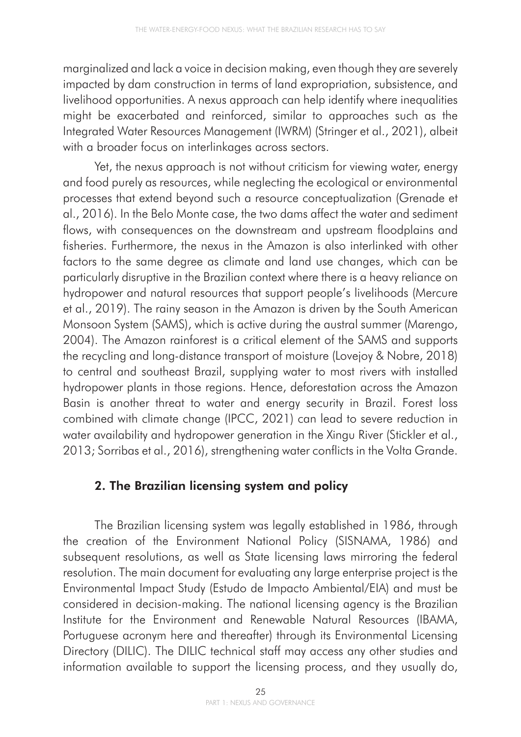marginalized and lack a voice in decision making, even though they are severely impacted by dam construction in terms of land expropriation, subsistence, and livelihood opportunities. A nexus approach can help identify where inequalities might be exacerbated and reinforced, similar to approaches such as the Integrated Water Resources Management (IWRM) (Stringer et al., 2021), albeit with a broader focus on interlinkages across sectors.

Yet, the nexus approach is not without criticism for viewing water, energy and food purely as resources, while neglecting the ecological or environmental processes that extend beyond such a resource conceptualization (Grenade et al., 2016). In the Belo Monte case, the two dams affect the water and sediment flows, with consequences on the downstream and upstream floodplains and fisheries. Furthermore, the nexus in the Amazon is also interlinked with other factors to the same degree as climate and land use changes, which can be particularly disruptive in the Brazilian context where there is a heavy reliance on hydropower and natural resources that support people's livelihoods (Mercure et al., 2019). The rainy season in the Amazon is driven by the South American Monsoon System (SAMS), which is active during the austral summer (Marengo, 2004). The Amazon rainforest is a critical element of the SAMS and supports the recycling and long-distance transport of moisture (Lovejoy & Nobre, 2018) to central and southeast Brazil, supplying water to most rivers with installed hydropower plants in those regions. Hence, deforestation across the Amazon Basin is another threat to water and energy security in Brazil. Forest loss combined with climate change (IPCC, 2021) can lead to severe reduction in water availability and hydropower generation in the Xingu River (Stickler et al., 2013; Sorribas et al., 2016), strengthening water conflicts in the Volta Grande.

## 2. The Brazilian licensing system and policy

The Brazilian licensing system was legally established in 1986, through the creation of the Environment National Policy (SISNAMA, 1986) and subsequent resolutions, as well as State licensing laws mirroring the federal resolution. The main document for evaluating any large enterprise project is the Environmental Impact Study (Estudo de Impacto Ambiental/EIA) and must be considered in decision-making. The national licensing agency is the Brazilian Institute for the Environment and Renewable Natural Resources (IBAMA, Portuguese acronym here and thereafter) through its Environmental Licensing Directory (DILIC). The DILIC technical staff may access any other studies and information available to support the licensing process, and they usually do,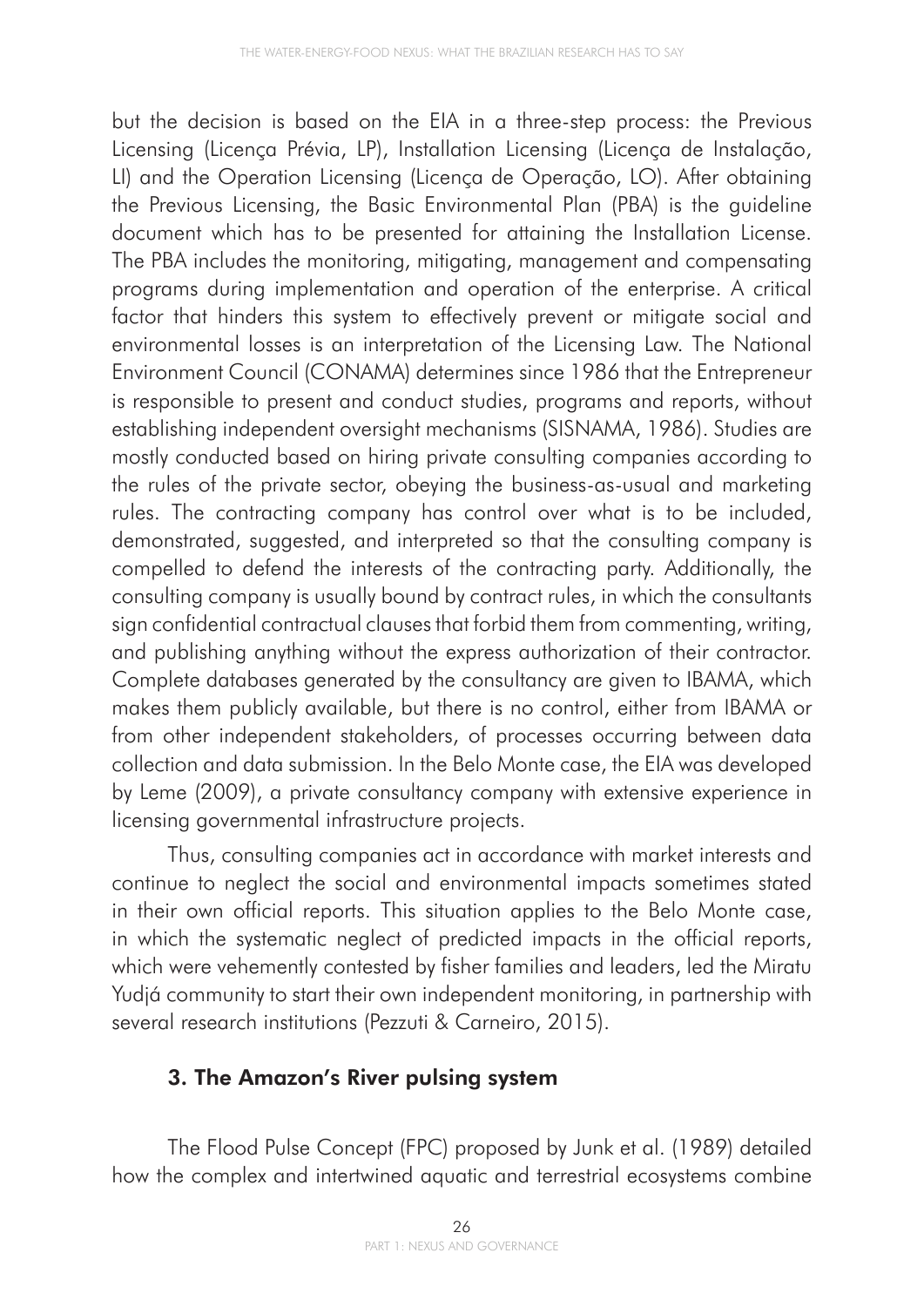but the decision is based on the EIA in a three-step process: the Previous Licensing (Licença Prévia, LP), Installation Licensing (Licença de Instalação, LI) and the Operation Licensing (Licença de Operação, LO). After obtaining the Previous Licensing, the Basic Environmental Plan (PBA) is the guideline document which has to be presented for attaining the Installation License. The PBA includes the monitoring, mitigating, management and compensating programs during implementation and operation of the enterprise. A critical factor that hinders this system to effectively prevent or mitigate social and environmental losses is an interpretation of the Licensing Law. The National Environment Council (CONAMA) determines since 1986 that the Entrepreneur is responsible to present and conduct studies, programs and reports, without establishing independent oversight mechanisms (SISNAMA, 1986). Studies are mostly conducted based on hiring private consulting companies according to the rules of the private sector, obeying the business-as-usual and marketing rules. The contracting company has control over what is to be included, demonstrated, suggested, and interpreted so that the consulting company is compelled to defend the interests of the contracting party. Additionally, the consulting company is usually bound by contract rules, in which the consultants sign confidential contractual clauses that forbid them from commenting, writing, and publishing anything without the express authorization of their contractor. Complete databases generated by the consultancy are given to IBAMA, which makes them publicly available, but there is no control, either from IBAMA or from other independent stakeholders, of processes occurring between data collection and data submission. In the Belo Monte case, the EIA was developed by Leme (2009), a private consultancy company with extensive experience in licensing governmental infrastructure projects.

Thus, consulting companies act in accordance with market interests and continue to neglect the social and environmental impacts sometimes stated in their own official reports. This situation applies to the Belo Monte case, in which the systematic neglect of predicted impacts in the official reports, which were vehemently contested by fisher families and leaders, led the Miratu Yudjá community to start their own independent monitoring, in partnership with several research institutions (Pezzuti & Carneiro, 2015).

## 3. The Amazon's River pulsing system

The Flood Pulse Concept (FPC) proposed by Junk et al. (1989) detailed how the complex and intertwined aquatic and terrestrial ecosystems combine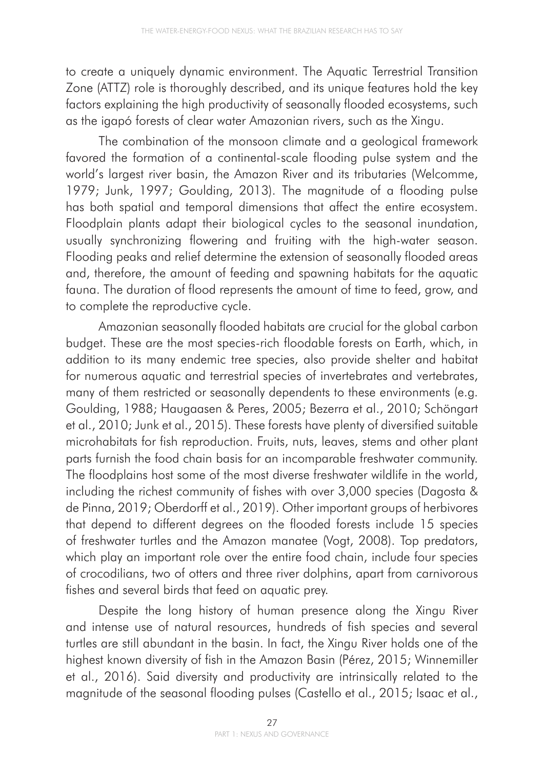to create a uniquely dynamic environment. The Aquatic Terrestrial Transition Zone (ATTZ) role is thoroughly described, and its unique features hold the key factors explaining the high productivity of seasonally flooded ecosystems, such as the igapó forests of clear water Amazonian rivers, such as the Xingu.

The combination of the monsoon climate and a geological framework favored the formation of a continental-scale flooding pulse system and the world's largest river basin, the Amazon River and its tributaries (Welcomme, 1979; Junk, 1997; Goulding, 2013). The magnitude of a flooding pulse has both spatial and temporal dimensions that affect the entire ecosystem. Floodplain plants adapt their biological cycles to the seasonal inundation, usually synchronizing flowering and fruiting with the high-water season. Flooding peaks and relief determine the extension of seasonally flooded areas and, therefore, the amount of feeding and spawning habitats for the aquatic fauna. The duration of flood represents the amount of time to feed, grow, and to complete the reproductive cycle.

Amazonian seasonally flooded habitats are crucial for the global carbon budget. These are the most species-rich floodable forests on Earth, which, in addition to its many endemic tree species, also provide shelter and habitat for numerous aquatic and terrestrial species of invertebrates and vertebrates, many of them restricted or seasonally dependents to these environments (e.g. Goulding, 1988; Haugaasen & Peres, 2005; Bezerra et al., 2010; Schöngart et al., 2010; Junk et al., 2015). These forests have plenty of diversified suitable microhabitats for fish reproduction. Fruits, nuts, leaves, stems and other plant parts furnish the food chain basis for an incomparable freshwater community. The floodplains host some of the most diverse freshwater wildlife in the world, including the richest community of fishes with over 3,000 species (Dagosta & de Pinna, 2019; Oberdorff et al., 2019). Other important groups of herbivores that depend to different degrees on the flooded forests include 15 species of freshwater turtles and the Amazon manatee (Vogt, 2008). Top predators, which play an important role over the entire food chain, include four species of crocodilians, two of otters and three river dolphins, apart from carnivorous fishes and several birds that feed on aquatic prey.

Despite the long history of human presence along the Xingu River and intense use of natural resources, hundreds of fish species and several turtles are still abundant in the basin. In fact, the Xingu River holds one of the highest known diversity of fish in the Amazon Basin (Pérez, 2015; Winnemiller et al., 2016). Said diversity and productivity are intrinsically related to the magnitude of the seasonal flooding pulses (Castello et al., 2015; Isaac et al.,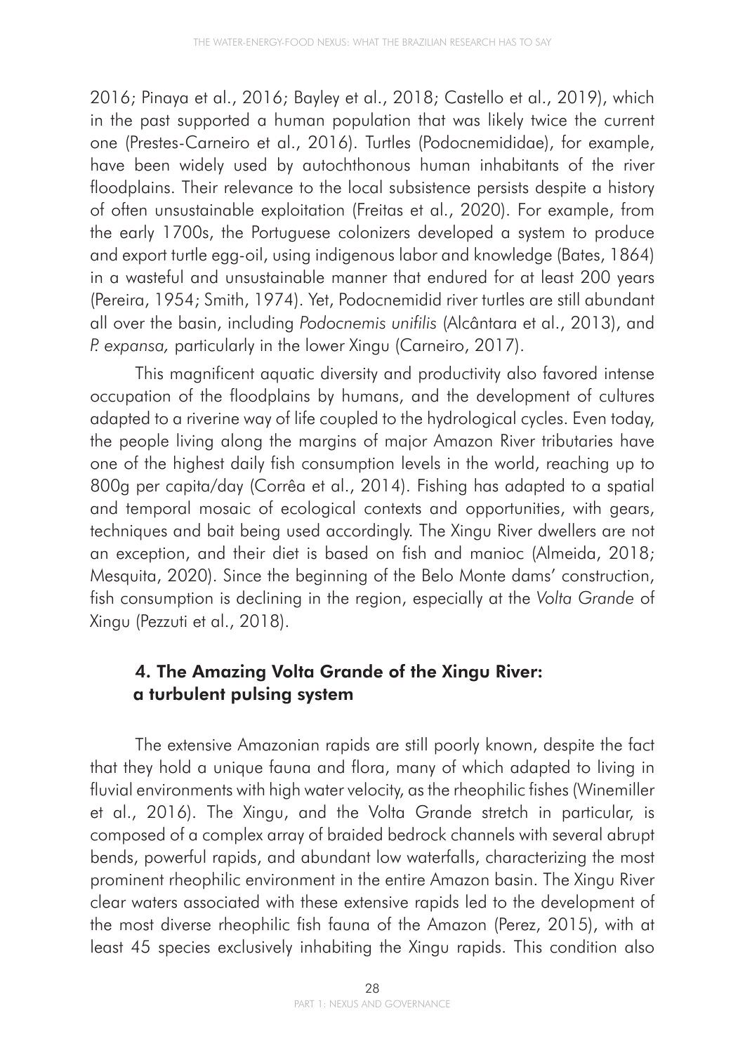2016; Pinaya et al., 2016; Bayley et al., 2018; Castello et al., 2019), which in the past supported a human population that was likely twice the current one (Prestes-Carneiro et al., 2016). Turtles (Podocnemididae), for example, have been widely used by autochthonous human inhabitants of the river floodplains. Their relevance to the local subsistence persists despite a history of often unsustainable exploitation (Freitas et al., 2020). For example, from the early 1700s, the Portuguese colonizers developed a system to produce and export turtle egg-oil, using indigenous labor and knowledge (Bates, 1864) in a wasteful and unsustainable manner that endured for at least 200 years (Pereira, 1954; Smith, 1974). Yet, Podocnemidid river turtles are still abundant all over the basin, including *Podocnemis unifilis* (Alcântara et al., 2013), and *P. expansa,* particularly in the lower Xingu (Carneiro, 2017).

This magnificent aquatic diversity and productivity also favored intense occupation of the floodplains by humans, and the development of cultures adapted to a riverine way of life coupled to the hydrological cycles. Even today, the people living along the margins of major Amazon River tributaries have one of the highest daily fish consumption levels in the world, reaching up to 800g per capita/day (Corrêa et al., 2014). Fishing has adapted to a spatial and temporal mosaic of ecological contexts and opportunities, with gears, techniques and bait being used accordingly. The Xingu River dwellers are not an exception, and their diet is based on fish and manioc (Almeida, 2018; Mesquita, 2020). Since the beginning of the Belo Monte dams' construction, fish consumption is declining in the region, especially at the *Volta Grande* of Xingu (Pezzuti et al., 2018).

## 4. The Amazing Volta Grande of the Xingu River: a turbulent pulsing system

The extensive Amazonian rapids are still poorly known, despite the fact that they hold a unique fauna and flora, many of which adapted to living in fluvial environments with high water velocity, as the rheophilic fishes (Winemiller et al., 2016). The Xingu, and the Volta Grande stretch in particular, is composed of a complex array of braided bedrock channels with several abrupt bends, powerful rapids, and abundant low waterfalls, characterizing the most prominent rheophilic environment in the entire Amazon basin. The Xingu River clear waters associated with these extensive rapids led to the development of the most diverse rheophilic fish fauna of the Amazon (Perez, 2015), with at least 45 species exclusively inhabiting the Xingu rapids. This condition also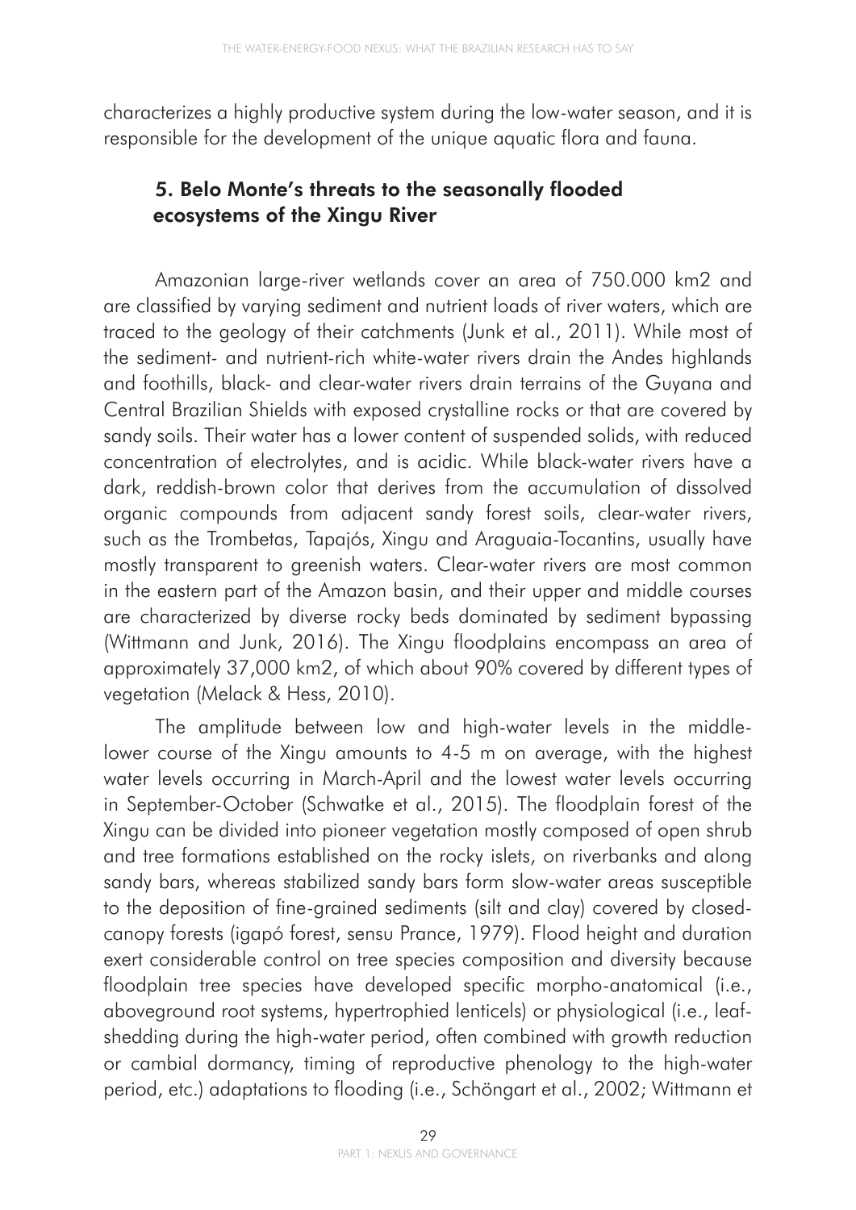characterizes a highly productive system during the low-water season, and it is responsible for the development of the unique aquatic flora and fauna.

## 5. Belo Monte's threats to the seasonally flooded ecosystems of the Xingu River

Amazonian large-river wetlands cover an area of 750.000 km2 and are classified by varying sediment and nutrient loads of river waters, which are traced to the geology of their catchments (Junk et al., 2011). While most of the sediment- and nutrient-rich white-water rivers drain the Andes highlands and foothills, black- and clear-water rivers drain terrains of the Guyana and Central Brazilian Shields with exposed crystalline rocks or that are covered by sandy soils. Their water has a lower content of suspended solids, with reduced concentration of electrolytes, and is acidic. While black-water rivers have a dark, reddish-brown color that derives from the accumulation of dissolved organic compounds from adjacent sandy forest soils, clear-water rivers, such as the Trombetas, Tapajós, Xingu and Araguaia-Tocantins, usually have mostly transparent to greenish waters. Clear-water rivers are most common in the eastern part of the Amazon basin, and their upper and middle courses are characterized by diverse rocky beds dominated by sediment bypassing (Wittmann and Junk, 2016). The Xingu floodplains encompass an area of approximately 37,000 km2, of which about 90% covered by different types of vegetation (Melack & Hess, 2010).

The amplitude between low and high-water levels in the middle-lower course of the Xingu amounts to 4-5 m on average, with the highest water levels occurring in March-April and the lowest water levels occurring in September-October (Schwatke et al., 2015). The floodplain forest of the Xingu can be divided into pioneer vegetation mostly composed of open shrub and tree formations established on the rocky islets, on riverbanks and along sandy bars, whereas stabilized sandy bars form slow-water areas susceptible to the deposition of fine-grained sediments (silt and clay) covered by closed-canopy forests (igapó forest, sensu Prance, 1979). Flood height and duration exert considerable control on tree species composition and diversity because floodplain tree species have developed specific morpho-anatomical (i.e., aboveground root systems, hypertrophied lenticels) or physiological (i.e., leaf-shedding during the high-water period, often combined with growth reduction or cambial dormancy, timing of reproductive phenology to the high-water period, etc.) adaptations to flooding (i.e., Schöngart et al., 2002; Wittmann et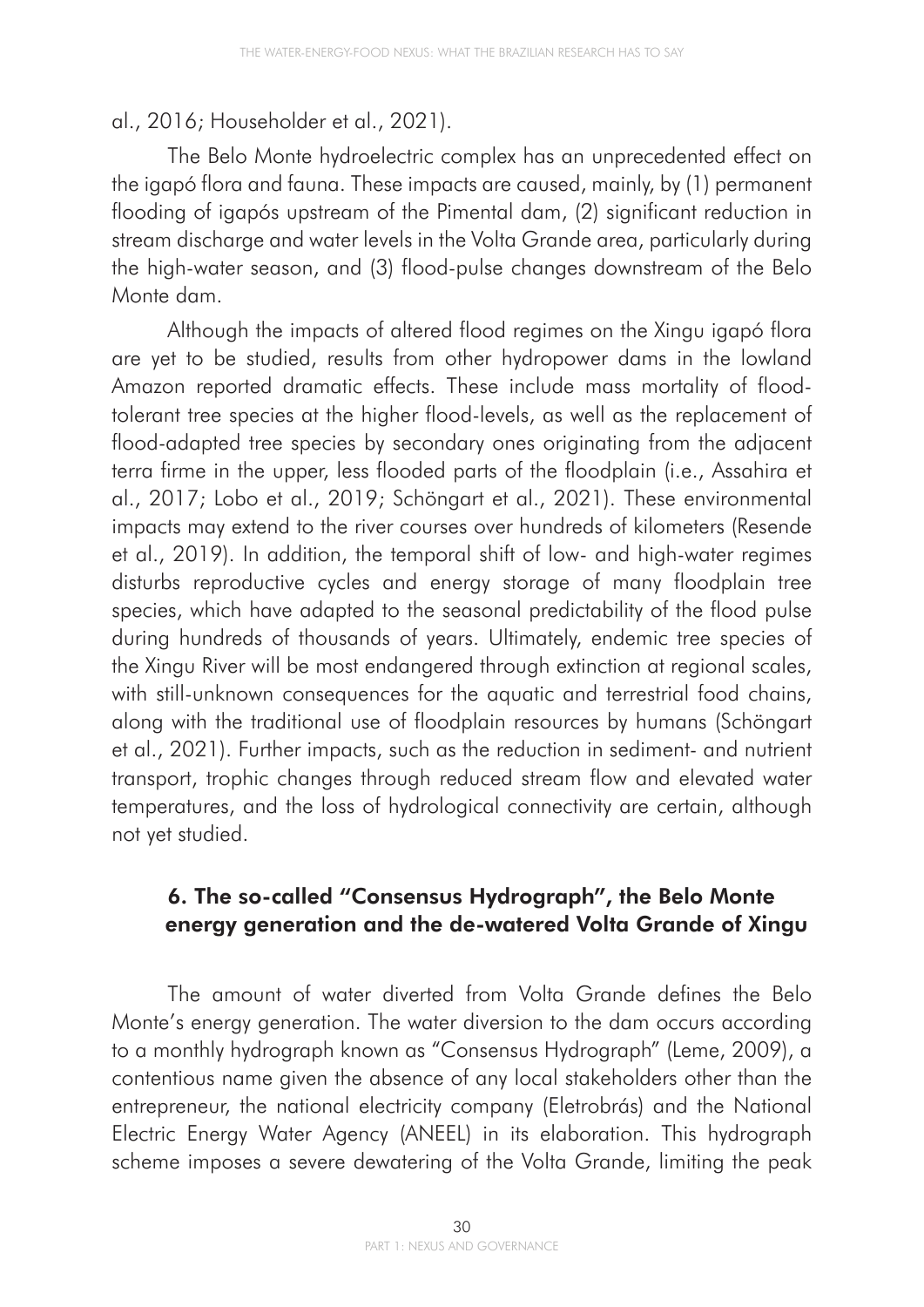al., 2016; Householder et al., 2021).

The Belo Monte hydroelectric complex has an unprecedented effect on the igapó flora and fauna. These impacts are caused, mainly, by (1) permanent flooding of igapós upstream of the Pimental dam, (2) significant reduction in stream discharge and water levels in the Volta Grande area, particularly during the high-water season, and (3) flood-pulse changes downstream of the Belo Monte dam.

Although the impacts of altered flood regimes on the Xingu igapó flora are yet to be studied, results from other hydropower dams in the lowland Amazon reported dramatic effects. These include mass mortality of flood-tolerant tree species at the higher flood-levels, as well as the replacement of flood-adapted tree species by secondary ones originating from the adjacent terra firme in the upper, less flooded parts of the floodplain (i.e., Assahira et al., 2017; Lobo et al., 2019; Schöngart et al., 2021). These environmental impacts may extend to the river courses over hundreds of kilometers (Resende et al., 2019). In addition, the temporal shift of low- and high-water regimes disturbs reproductive cycles and energy storage of many floodplain tree species, which have adapted to the seasonal predictability of the flood pulse during hundreds of thousands of years. Ultimately, endemic tree species of the Xingu River will be most endangered through extinction at regional scales, with still-unknown consequences for the aquatic and terrestrial food chains, along with the traditional use of floodplain resources by humans (Schöngart et al., 2021). Further impacts, such as the reduction in sediment- and nutrient transport, trophic changes through reduced stream flow and elevated water temperatures, and the loss of hydrological connectivity are certain, although not yet studied.

## 6. The so-called "Consensus Hydrograph", the Belo Monte energy generation and the de-watered Volta Grande of Xingu

The amount of water diverted from Volta Grande defines the Belo Monte's energy generation. The water diversion to the dam occurs according to a monthly hydrograph known as "Consensus Hydrograph" (Leme, 2009), a contentious name given the absence of any local stakeholders other than the entrepreneur, the national electricity company (Eletrobrás) and the National Electric Energy Water Agency (ANEEL) in its elaboration. This hydrograph scheme imposes a severe dewatering of the Volta Grande, limiting the peak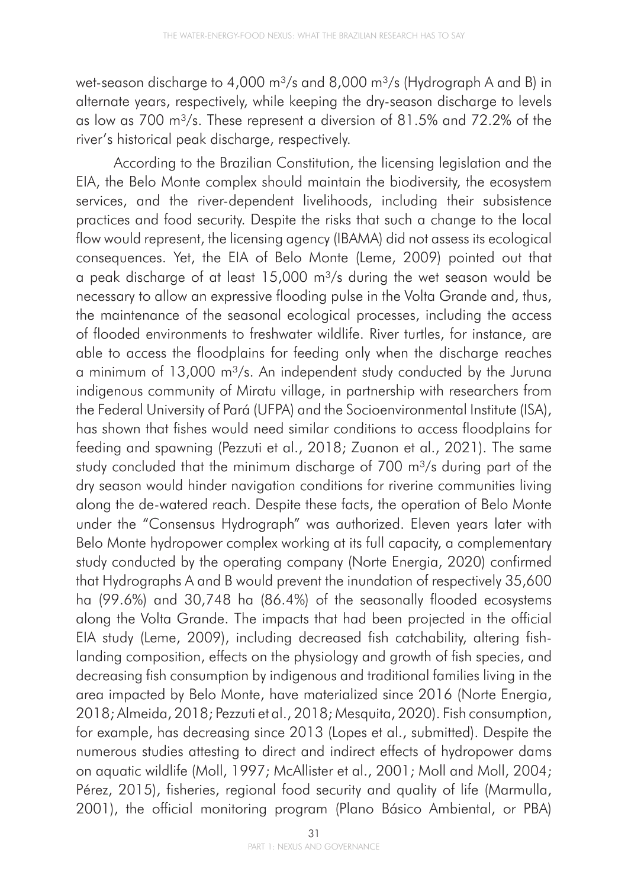wet-season discharge to 4,000 $m^3/s$ and 8,000 $m^3/s$ (Hydrograph A and B) in alternate years, respectively, while keeping the dry-season discharge to levels as low as 700 $m^3/s$. These represent a diversion of 81.5% and 72.2% of the river's historical peak discharge, respectively.

According to the Brazilian Constitution, the licensing legislation and the EIA, the Belo Monte complex should maintain the biodiversity, the ecosystem services, and the river-dependent livelihoods, including their subsistence practices and food security. Despite the risks that such a change to the local flow would represent, the licensing agency (IBAMA) did not assess its ecological consequences. Yet, the EIA of Belo Monte (Leme, 2009) pointed out that a peak discharge of at least 15,000 $m^3/s$ during the wet season would be necessary to allow an expressive flooding pulse in the Volta Grande and, thus, the maintenance of the seasonal ecological processes, including the access of flooded environments to freshwater wildlife. River turtles, for instance, are able to access the floodplains for feeding only when the discharge reaches a minimum of 13,000 $m^3/s$. An independent study conducted by the Juruna indigenous community of Miratu village, in partnership with researchers from the Federal University of Pará (UFPA) and the Socioenvironmental Institute (ISA), has shown that fishes would need similar conditions to access floodplains for feeding and spawning (Pezzuti et al., 2018; Zuanon et al., 2021). The same study concluded that the minimum discharge of 700 $m^3/s$ during part of the dry season would hinder navigation conditions for riverine communities living along the de-watered reach. Despite these facts, the operation of Belo Monte under the "Consensus Hydrograph" was authorized. Eleven years later with Belo Monte hydropower complex working at its full capacity, a complementary study conducted by the operating company (Norte Energia, 2020) confirmed that Hydrographs A and B would prevent the inundation of respectively 35,600 ha (99.6%) and 30,748 ha (86.4%) of the seasonally flooded ecosystems along the Volta Grande. The impacts that had been projected in the official EIA study (Leme, 2009), including decreased fish catchability, altering fish-landing composition, effects on the physiology and growth of fish species, and decreasing fish consumption by indigenous and traditional families living in the area impacted by Belo Monte, have materialized since 2016 (Norte Energia, 2018; Almeida, 2018; Pezzuti et al., 2018; Mesquita, 2020). Fish consumption, for example, has decreasing since 2013 (Lopes et al., submitted). Despite the numerous studies attesting to direct and indirect effects of hydropower dams on aquatic wildlife (Moll, 1997; McAllister et al., 2001; Moll and Moll, 2004; Pérez, 2015), fisheries, regional food security and quality of life (Marmulla, 2001), the official monitoring program (Plano Básico Ambiental, or PBA)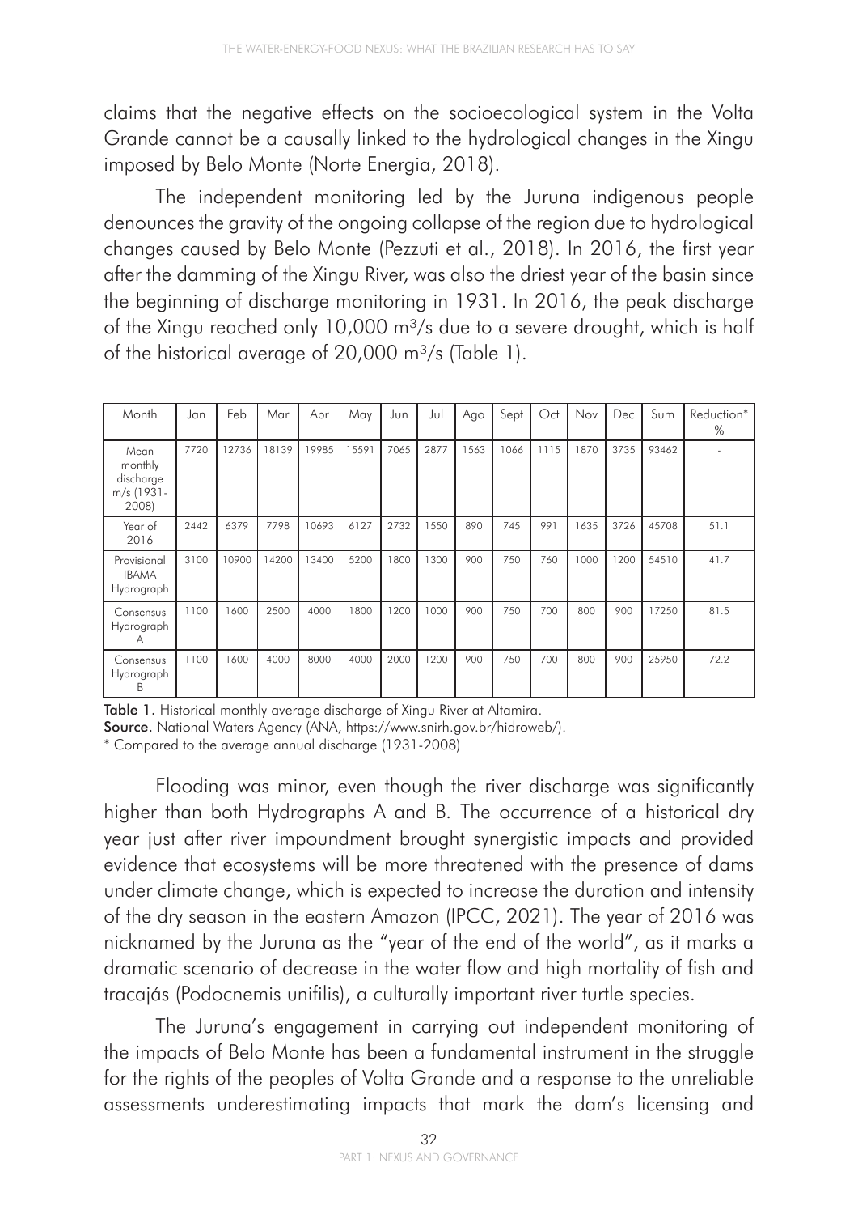claims that the negative effects on the socioecological system in the Volta Grande cannot be a causally linked to the hydrological changes in the Xingu imposed by Belo Monte (Norte Energia, 2018).

The independent monitoring led by the Juruna indigenous people denounces the gravity of the ongoing collapse of the region due to hydrological changes caused by Belo Monte (Pezzuti et al., 2018). In 2016, the first year after the damming of the Xingu River, was also the driest year of the basin since the beginning of discharge monitoring in 1931. In 2016, the peak discharge of the Xingu reached only 10,000 $m^3$/s due to a severe drought, which is half of the historical average of 20,000 $m^3$/s (Table 1).

| Month | Jan | Feb | Mar | Apr | May | Jun | Jul | Ago | Sept | Oct | Nov | Dec | Sum | Reduction* % |
|---|---|---|---|---|---|---|---|---|---|---|---|---|---|---|
| Mean monthly discharge m/s (1931-2008) | 7720 | 12736 | 18139 | 19985 | 15591 | 7065 | 2877 | 1563 | 1066 | 1115 | 1870 | 3735 | 93462 | - |
| Year of 2016 | 2442 | 6379 | 7798 | 10693 | 6127 | 2732 | 1550 | 890 | 745 | 991 | 1635 | 3726 | 45708 | 51.1 |
| Provisional IBAMA Hydrograph | 3100 | 10900 | 14200 | 13400 | 5200 | 1800 | 1300 | 900 | 750 | 760 | 1000 | 1200 | 54510 | 41.7 |
| Consensus Hydrograph A | 1100 | 1600 | 2500 | 4000 | 1800 | 1200 | 1000 | 900 | 750 | 700 | 800 | 900 | 17250 | 81.5 |
| Consensus Hydrograph B | 1100 | 1600 | 4000 | 8000 | 4000 | 2000 | 1200 | 900 | 750 | 700 | 800 | 900 | 25950 | 72.2 |

**Table 1.** Historical monthly average discharge of Xingu River at Altamira.

**Source.** National Waters Agency (ANA, https://www.snirh.gov.br/hidroweb/).

\* Compared to the average annual discharge (1931-2008)

Flooding was minor, even though the river discharge was significantly higher than both Hydrographs A and B. The occurrence of a historical dry year just after river impoundment brought synergistic impacts and provided evidence that ecosystems will be more threatened with the presence of dams under climate change, which is expected to increase the duration and intensity of the dry season in the eastern Amazon (IPCC, 2021). The year of 2016 was nicknamed by the Juruna as the "year of the end of the world", as it marks a dramatic scenario of decrease in the water flow and high mortality of fish and tracajás (Podocnemis unifilis), a culturally important river turtle species.

The Juruna's engagement in carrying out independent monitoring of the impacts of Belo Monte has been a fundamental instrument in the struggle for the rights of the peoples of Volta Grande and a response to the unreliable assessments underestimating impacts that mark the dam's licensing and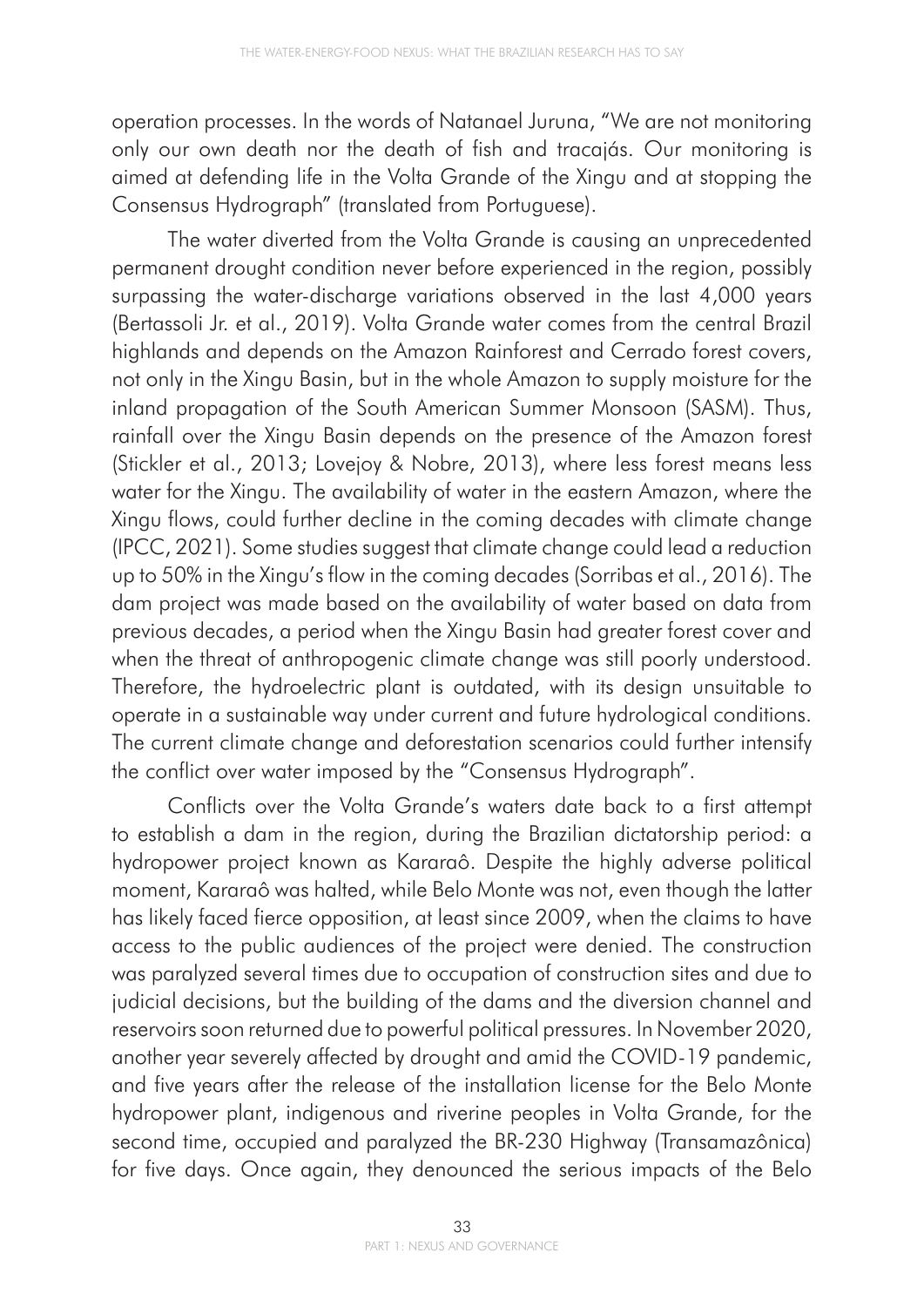operation processes. In the words of Natanael Juruna, "We are not monitoring only our own death nor the death of fish and tracajás. Our monitoring is aimed at defending life in the Volta Grande of the Xingu and at stopping the Consensus Hydrograph" (translated from Portuguese).

The water diverted from the Volta Grande is causing an unprecedented permanent drought condition never before experienced in the region, possibly surpassing the water-discharge variations observed in the last 4,000 years (Bertassoli Jr. et al., 2019). Volta Grande water comes from the central Brazil highlands and depends on the Amazon Rainforest and Cerrado forest covers, not only in the Xingu Basin, but in the whole Amazon to supply moisture for the inland propagation of the South American Summer Monsoon (SASM). Thus, rainfall over the Xingu Basin depends on the presence of the Amazon forest (Stickler et al., 2013; Lovejoy & Nobre, 2013), where less forest means less water for the Xingu. The availability of water in the eastern Amazon, where the Xingu flows, could further decline in the coming decades with climate change (IPCC, 2021). Some studies suggest that climate change could lead a reduction up to 50% in the Xingu's flow in the coming decades (Sorribas et al., 2016). The dam project was made based on the availability of water based on data from previous decades, a period when the Xingu Basin had greater forest cover and when the threat of anthropogenic climate change was still poorly understood. Therefore, the hydroelectric plant is outdated, with its design unsuitable to operate in a sustainable way under current and future hydrological conditions. The current climate change and deforestation scenarios could further intensify the conflict over water imposed by the "Consensus Hydrograph".

Conflicts over the Volta Grande's waters date back to a first attempt to establish a dam in the region, during the Brazilian dictatorship period: a hydropower project known as Kararaô. Despite the highly adverse political moment, Kararaô was halted, while Belo Monte was not, even though the latter has likely faced fierce opposition, at least since 2009, when the claims to have access to the public audiences of the project were denied. The construction was paralyzed several times due to occupation of construction sites and due to judicial decisions, but the building of the dams and the diversion channel and reservoirs soon returned due to powerful political pressures. In November 2020, another year severely affected by drought and amid the COVID-19 pandemic, and five years after the release of the installation license for the Belo Monte hydropower plant, indigenous and riverine peoples in Volta Grande, for the second time, occupied and paralyzed the BR-230 Highway (Transamazônica) for five days. Once again, they denounced the serious impacts of the Belo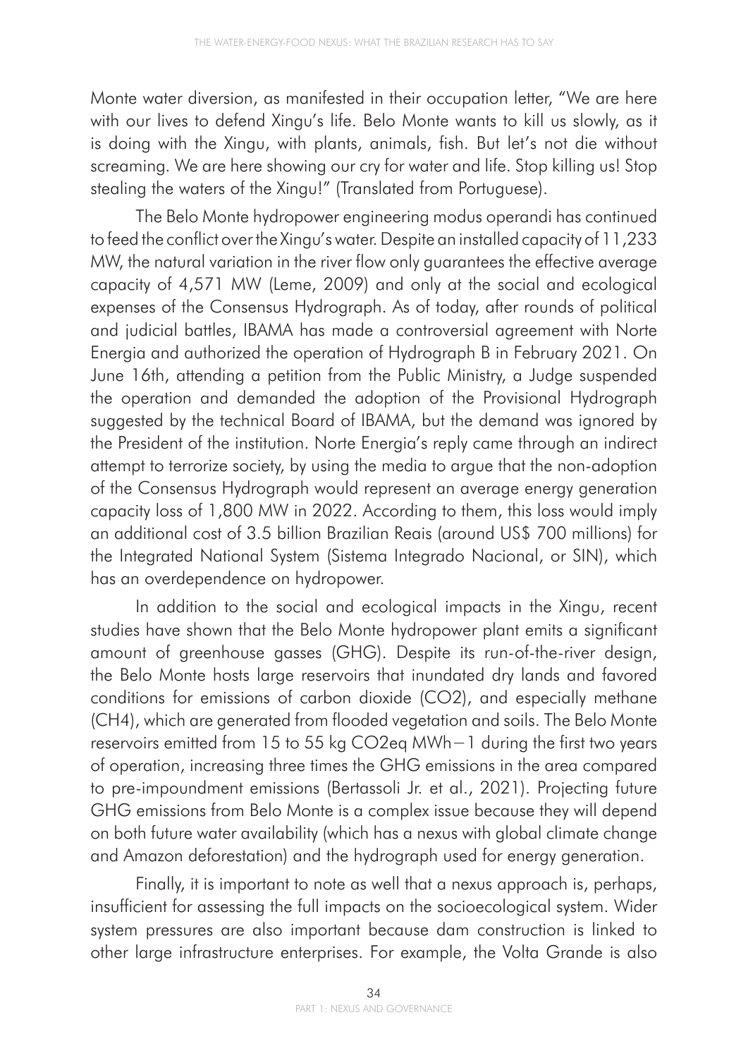Monte water diversion, as manifested in their occupation letter, "We are here with our lives to defend Xingu's life. Belo Monte wants to kill us slowly, as it is doing with the Xingu, with plants, animals, fish. But let's not die without screaming. We are here showing our cry for water and life. Stop killing us! Stop stealing the waters of the Xingu!" (Translated from Portuguese).

The Belo Monte hydropower engineering modus operandi has continued to feed the conflict over the Xingu's water. Despite an installed capacity of 11,233 MW, the natural variation in the river flow only guarantees the effective average capacity of 4,571 MW (Leme, 2009) and only at the social and ecological expenses of the Consensus Hydrograph. As of today, after rounds of political and judicial battles, IBAMA has made a controversial agreement with Norte Energia and authorized the operation of Hydrograph B in February 2021. On June 16th, attending a petition from the Public Ministry, a Judge suspended the operation and demanded the adoption of the Provisional Hydrograph suggested by the technical Board of IBAMA, but the demand was ignored by the President of the institution. Norte Energia's reply came through an indirect attempt to terrorize society, by using the media to argue that the non-adoption of the Consensus Hydrograph would represent an average energy generation capacity loss of 1,800 MW in 2022. According to them, this loss would imply an additional cost of 3.5 billion Brazilian Reais (around US$ 700 millions) for the Integrated National System (Sistema Integrado Nacional, or SIN), which has an overdependence on hydropower.

In addition to the social and ecological impacts in the Xingu, recent studies have shown that the Belo Monte hydropower plant emits a significant amount of greenhouse gasses (GHG). Despite its run-of-the-river design, the Belo Monte hosts large reservoirs that inundated dry lands and favored conditions for emissions of carbon dioxide ($CO_2$), and especially methane ($CH_4$), which are generated from flooded vegetation and soils. The Belo Monte reservoirs emitted from 15 to 55 kg $CO_2$eq $MWh^{-1}$ during the first two years of operation, increasing three times the GHG emissions in the area compared to pre-impoundment emissions (Bertassoli Jr. et al., 2021). Projecting future GHG emissions from Belo Monte is a complex issue because they will depend on both future water availability (which has a nexus with global climate change and Amazon deforestation) and the hydrograph used for energy generation.

Finally, it is important to note as well that a nexus approach is, perhaps, insufficient for assessing the full impacts on the socioecological system. Wider system pressures are also important because dam construction is linked to other large infrastructure enterprises. For example, the Volta Grande is also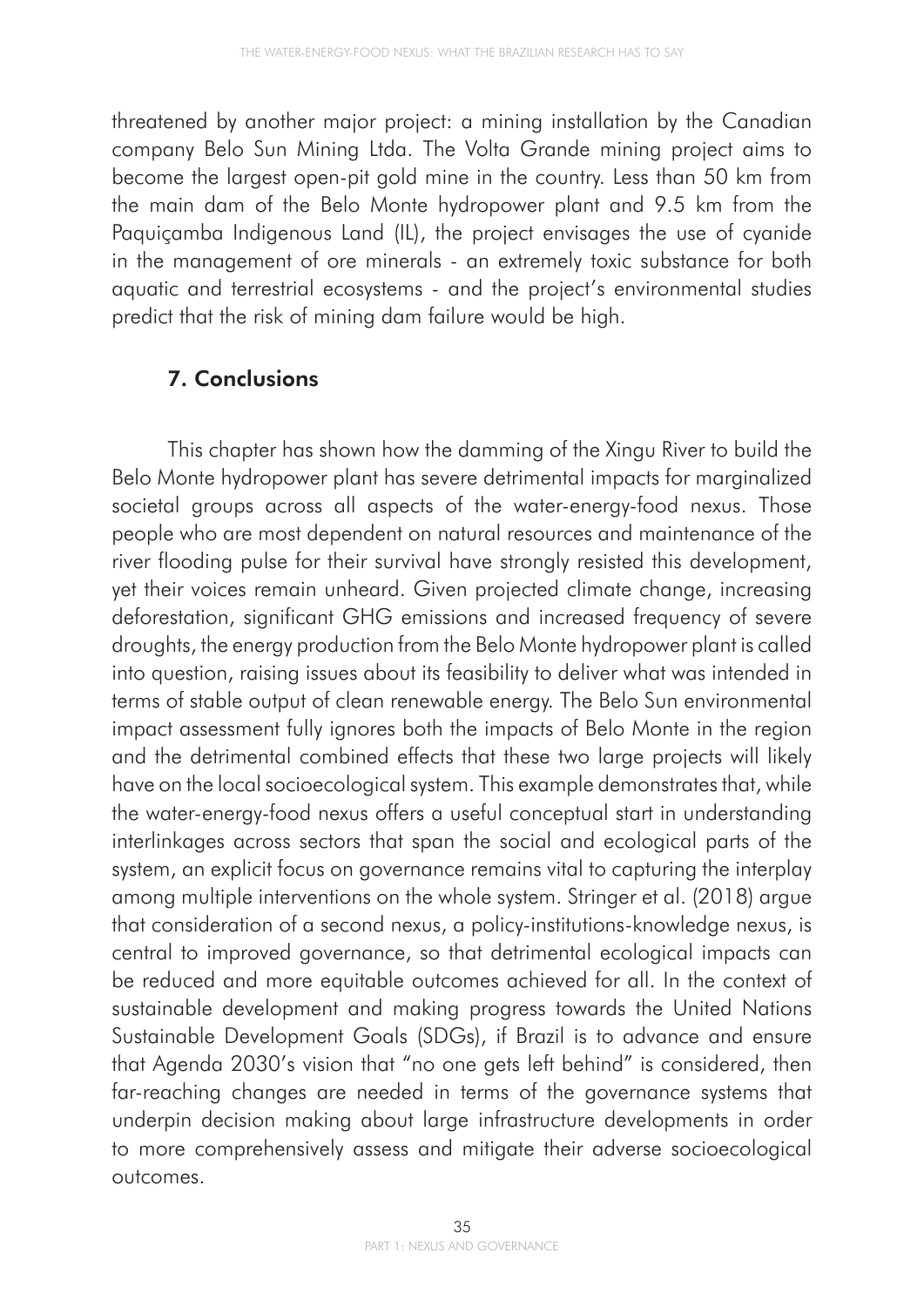threatened by another major project: a mining installation by the Canadian company Belo Sun Mining Ltda. The Volta Grande mining project aims to become the largest open-pit gold mine in the country. Less than 50 km from the main dam of the Belo Monte hydropower plant and 9.5 km from the Paquiçamba Indigenous Land (IL), the project envisages the use of cyanide in the management of ore minerals - an extremely toxic substance for both aquatic and terrestrial ecosystems - and the project's environmental studies predict that the risk of mining dam failure would be high.

## 7. Conclusions

This chapter has shown how the damming of the Xingu River to build the Belo Monte hydropower plant has severe detrimental impacts for marginalized societal groups across all aspects of the water-energy-food nexus. Those people who are most dependent on natural resources and maintenance of the river flooding pulse for their survival have strongly resisted this development, yet their voices remain unheard. Given projected climate change, increasing deforestation, significant GHG emissions and increased frequency of severe droughts, the energy production from the Belo Monte hydropower plant is called into question, raising issues about its feasibility to deliver what was intended in terms of stable output of clean renewable energy. The Belo Sun environmental impact assessment fully ignores both the impacts of Belo Monte in the region and the detrimental combined effects that these two large projects will likely have on the local socioecological system. This example demonstrates that, while the water-energy-food nexus offers a useful conceptual start in understanding interlinkages across sectors that span the social and ecological parts of the system, an explicit focus on governance remains vital to capturing the interplay among multiple interventions on the whole system. Stringer et al. (2018) argue that consideration of a second nexus, a policy-institutions-knowledge nexus, is central to improved governance, so that detrimental ecological impacts can be reduced and more equitable outcomes achieved for all. In the context of sustainable development and making progress towards the United Nations Sustainable Development Goals (SDGs), if Brazil is to advance and ensure that Agenda 2030's vision that "no one gets left behind" is considered, then far-reaching changes are needed in terms of the governance systems that underpin decision making about large infrastructure developments in order to more comprehensively assess and mitigate their adverse socioecological outcomes.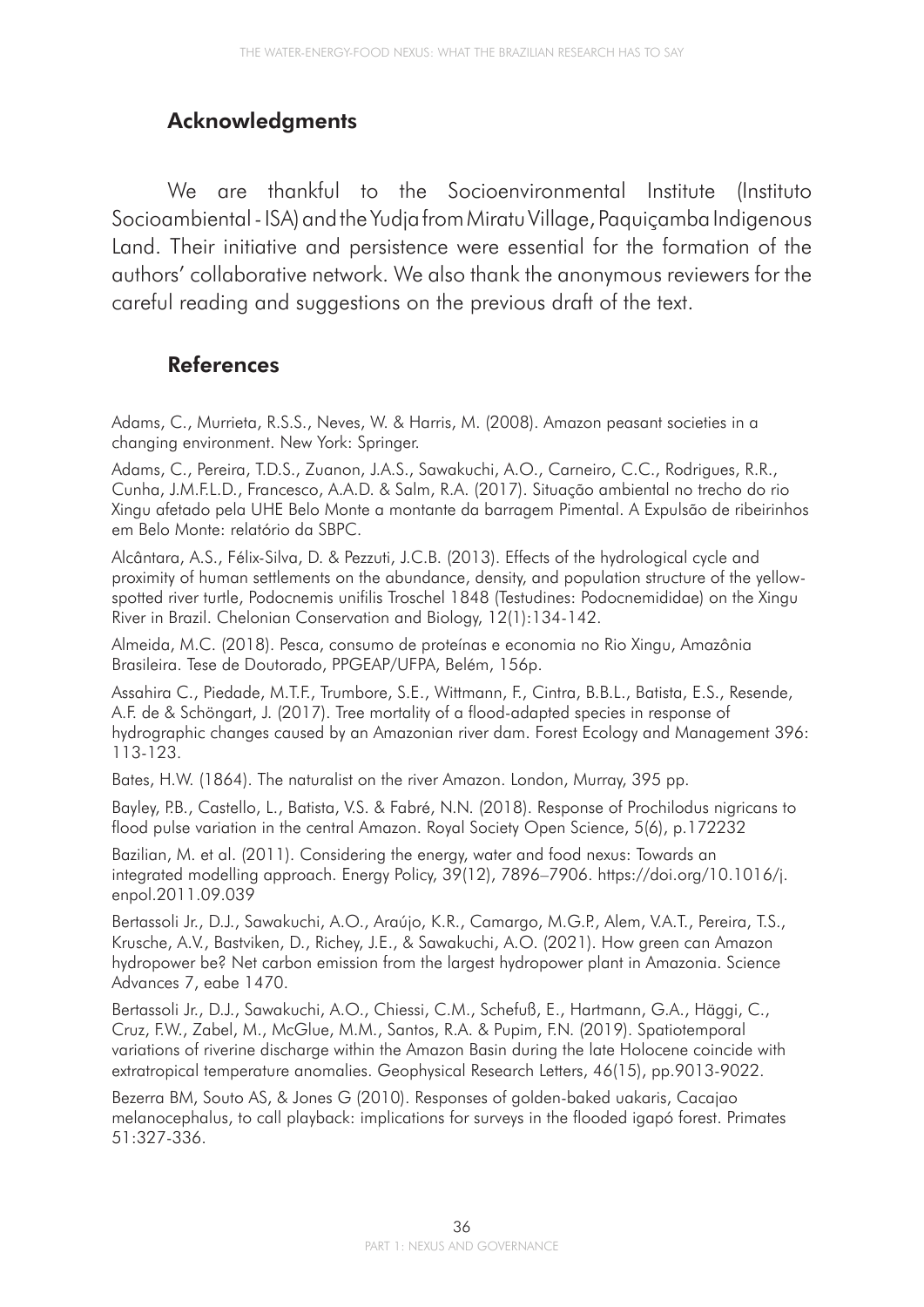## Acknowledgments

We are thankful to the Socioenvironmental Institute (Instituto Socioambiental - ISA) and the Yudja from Miratu Village, Paquiçamba Indigenous Land. Their initiative and persistence were essential for the formation of the authors' collaborative network. We also thank the anonymous reviewers for the careful reading and suggestions on the previous draft of the text.

## References

Adams, C., Murrieta, R.S.S., Neves, W. & Harris, M. (2008). Amazon peasant societies in a changing environment. New York: Springer.

Adams, C., Pereira, T.D.S., Zuanon, J.A.S., Sawakuchi, A.O., Carneiro, C.C., Rodrigues, R.R., Cunha, J.M.F.L.D., Francesco, A.A.D. & Salm, R.A. (2017). Situação ambiental no trecho do rio Xingu afetado pela UHE Belo Monte a montante da barragem Pimental. A Expulsão de ribeirinhos em Belo Monte: relatório da SBPC.

Alcântara, A.S., Félix-Silva, D. & Pezzuti, J.C.B. (2013). Effects of the hydrological cycle and proximity of human settlements on the abundance, density, and population structure of the yellow-spotted river turtle, Podocnemis unifilis Troschel 1848 (Testudines: Podocnemididae) on the Xingu River in Brazil. Chelonian Conservation and Biology, 12(1):134-142.

Almeida, M.C. (2018). Pesca, consumo de proteínas e economia no Rio Xingu, Amazônia Brasileira. Tese de Doutorado, PPGEAP/UFPA, Belém, 156p.

Assahira C., Piedade, M.T.F., Trumbore, S.E., Wittmann, F., Cintra, B.B.L., Batista, E.S., Resende, A.F. de & Schöngart, J. (2017). Tree mortality of a flood-adapted species in response of hydrographic changes caused by an Amazonian river dam. Forest Ecology and Management 396: 113-123.

Bates, H.W. (1864). The naturalist on the river Amazon. London, Murray, 395 pp.

Bayley, P.B., Castello, L., Batista, V.S. & Fabré, N.N. (2018). Response of Prochilodus nigricans to flood pulse variation in the central Amazon. Royal Society Open Science, 5(6), p.172232

Bazilian, M. et al. (2011). Considering the energy, water and food nexus: Towards an integrated modelling approach. Energy Policy, 39(12), 7896–7906. https://doi.org/10.1016/j.enpol.2011.09.039

Bertassoli Jr., D.J., Sawakuchi, A.O., Araújo, K.R., Camargo, M.G.P., Alem, V.A.T., Pereira, T.S., Krusche, A.V., Bastviken, D., Richey, J.E., & Sawakuchi, A.O. (2021). How green can Amazon hydropower be? Net carbon emission from the largest hydropower plant in Amazonia. Science Advances 7, eabe 1470.

Bertassoli Jr., D.J., Sawakuchi, A.O., Chiessi, C.M., Schefuß, E., Hartmann, G.A., Häggi, C., Cruz, F.W., Zabel, M., McGlue, M.M., Santos, R.A. & Pupim, F.N. (2019). Spatiotemporal variations of riverine discharge within the Amazon Basin during the late Holocene coincide with extratropical temperature anomalies. Geophysical Research Letters, 46(15), pp.9013-9022.

Bezerra BM, Souto AS, & Jones G (2010). Responses of golden-baked uakaris, Cacajao melanocephalus, to call playback: implications for surveys in the flooded igapó forest. Primates 51:327-336.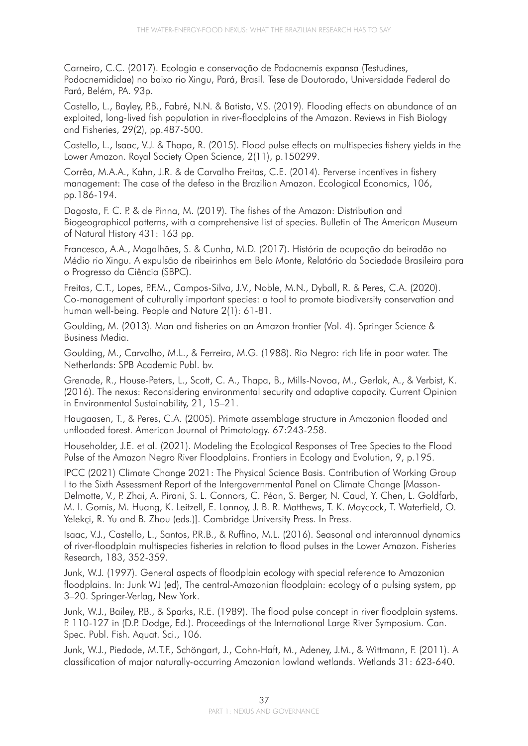Carneiro, C.C. (2017). Ecologia e conservação de Podocnemis expansa (Testudines, Podocnemididae) no baixo rio Xingu, Pará, Brasil. Tese de Doutorado, Universidade Federal do Pará, Belém, PA. 93p.

Castello, L., Bayley, P.B., Fabré, N.N. & Batista, V.S. (2019). Flooding effects on abundance of an exploited, long-lived fish population in river-floodplains of the Amazon. Reviews in Fish Biology and Fisheries, 29(2), pp.487-500.

Castello, L., Isaac, V.J. & Thapa, R. (2015). Flood pulse effects on multispecies fishery yields in the Lower Amazon. Royal Society Open Science, 2(11), p.150299.

Corrêa, M.A.A., Kahn, J.R. & de Carvalho Freitas, C.E. (2014). Perverse incentives in fishery management: The case of the defeso in the Brazilian Amazon. Ecological Economics, 106, pp.186-194.

Dagosta, F. C. P. & de Pinna, M. (2019). The fishes of the Amazon: Distribution and Biogeographical patterns, with a comprehensive list of species. Bulletin of The American Museum of Natural History 431: 163 pp.

Francesco, A.A., Magalhães, S. & Cunha, M.D. (2017). História de ocupação do beiradão no Médio rio Xingu. A expulsão de ribeirinhos em Belo Monte, Relatório da Sociedade Brasileira para o Progresso da Ciência (SBPC).

Freitas, C.T., Lopes, P.F.M., Campos-Silva, J.V., Noble, M.N., Dyball, R. & Peres, C.A. (2020). Co-management of culturally important species: a tool to promote biodiversity conservation and human well-being. People and Nature 2(1): 61-81.

Goulding, M. (2013). Man and fisheries on an Amazon frontier (Vol. 4). Springer Science & Business Media.

Goulding, M., Carvalho, M.L., & Ferreira, M.G. (1988). Rio Negro: rich life in poor water. The Netherlands: SPB Academic Publ. bv.

Grenade, R., House-Peters, L., Scott, C. A., Thapa, B., Mills-Novoa, M., Gerlak, A., & Verbist, K. (2016). The nexus: Reconsidering environmental security and adaptive capacity. Current Opinion in Environmental Sustainability, 21, 15–21.

Haugaasen, T., & Peres, C.A. (2005). Primate assemblage structure in Amazonian flooded and unflooded forest. American Journal of Primatology. 67:243-258.

Householder, J.E. et al. (2021). Modeling the Ecological Responses of Tree Species to the Flood Pulse of the Amazon Negro River Floodplains. Frontiers in Ecology and Evolution, 9, p.195.

IPCC (2021) Climate Change 2021: The Physical Science Basis. Contribution of Working Group I to the Sixth Assessment Report of the Intergovernmental Panel on Climate Change [Masson-Delmotte, V., P. Zhai, A. Pirani, S. L. Connors, C. Péan, S. Berger, N. Caud, Y. Chen, L. Goldfarb, M. I. Gomis, M. Huang, K. Leitzell, E. Lonnoy, J. B. R. Matthews, T. K. Maycock, T. Waterfield, O. Yelekçi, R. Yu and B. Zhou (eds.)]. Cambridge University Press. In Press.

Isaac, V.J., Castello, L., Santos, P.R.B., & Ruffino, M.L. (2016). Seasonal and interannual dynamics of river-floodplain multispecies fisheries in relation to flood pulses in the Lower Amazon. Fisheries Research, 183, 352-359.

Junk, W.J. (1997). General aspects of floodplain ecology with special reference to Amazonian floodplains. In: Junk WJ (ed), The central-Amazonian floodplain: ecology of a pulsing system, pp 3–20. Springer-Verlag, New York.

Junk, W.J., Bailey, P.B., & Sparks, R.E. (1989). The flood pulse concept in river floodplain systems. P. 110-127 in (D.P. Dodge, Ed.). Proceedings of the International Large River Symposium. Can. Spec. Publ. Fish. Aquat. Sci., 106.

Junk, W.J., Piedade, M.T.F., Schöngart, J., Cohn-Haft, M., Adeney, J.M., & Wittmann, F. (2011). A classification of major naturally-occurring Amazonian lowland wetlands. Wetlands 31: 623-640.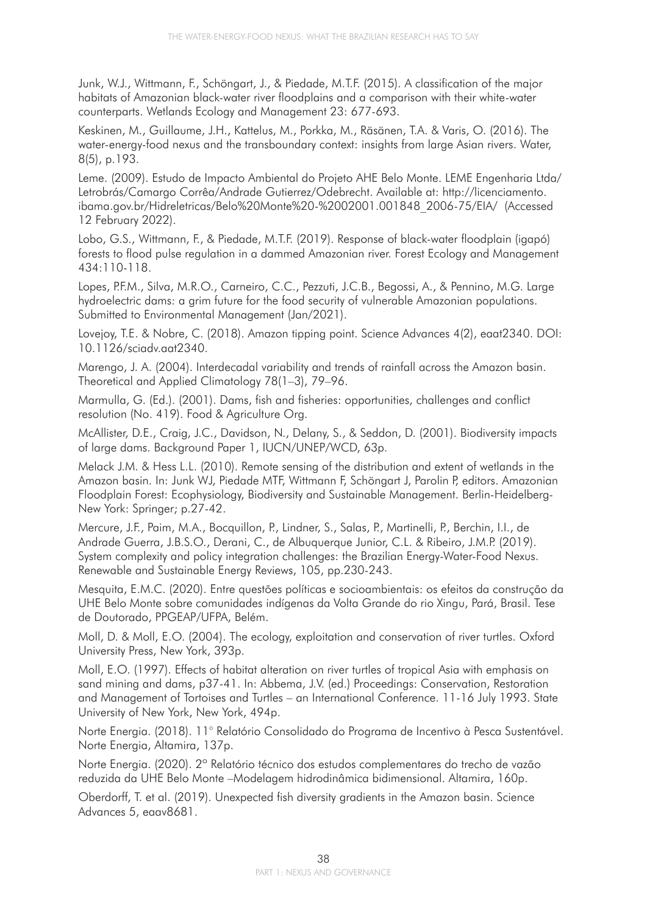Junk, W.J., Wittmann, F., Schöngart, J., & Piedade, M.T.F. (2015). A classification of the major habitats of Amazonian black-water river floodplains and a comparison with their white-water counterparts. Wetlands Ecology and Management 23: 677-693.

Keskinen, M., Guillaume, J.H., Kattelus, M., Porkka, M., Räsänen, T.A. & Varis, O. (2016). The water-energy-food nexus and the transboundary context: insights from large Asian rivers. Water, 8(5), p.193.

Leme. (2009). Estudo de Impacto Ambiental do Projeto AHE Belo Monte. LEME Engenharia Ltda/ Letrobrás/Camargo Corrêa/Andrade Gutierrez/Odebrecht. Available at: http://licenciamento.ibama.gov.br/Hidreletricas/Belo%20Monte%20-%2002001.001848_2006-75/EIA/ (Accessed 12 February 2022).

Lobo, G.S., Wittmann, F., & Piedade, M.T.F. (2019). Response of black-water floodplain (igapó) forests to flood pulse regulation in a dammed Amazonian river. Forest Ecology and Management 434:110-118.

Lopes, P.F.M., Silva, M.R.O., Carneiro, C.C., Pezzuti, J.C.B., Begossi, A., & Pennino, M.G. Large hydroelectric dams: a grim future for the food security of vulnerable Amazonian populations. Submitted to Environmental Management (Jan/2021).

Lovejoy, T.E. & Nobre, C. (2018). Amazon tipping point. Science Advances 4(2), eaat2340. DOI: 10.1126/sciadv.aat2340.

Marengo, J. A. (2004). Interdecadal variability and trends of rainfall across the Amazon basin. Theoretical and Applied Climatology 78(1–3), 79–96.

Marmulla, G. (Ed.). (2001). Dams, fish and fisheries: opportunities, challenges and conflict resolution (No. 419). Food & Agriculture Org.

McAllister, D.E., Craig, J.C., Davidson, N., Delany, S., & Seddon, D. (2001). Biodiversity impacts of large dams. Background Paper 1, IUCN/UNEP/WCD, 63p.

Melack J.M. & Hess L.L. (2010). Remote sensing of the distribution and extent of wetlands in the Amazon basin. In: Junk WJ, Piedade MTF, Wittmann F, Schöngart J, Parolin P, editors. Amazonian Floodplain Forest: Ecophysiology, Biodiversity and Sustainable Management. Berlin-Heidelberg-New York: Springer; p.27-42.

Mercure, J.F., Paim, M.A., Bocquillon, P., Lindner, S., Salas, P., Martinelli, P., Berchin, I.I., de Andrade Guerra, J.B.S.O., Derani, C., de Albuquerque Junior, C.L. & Ribeiro, J.M.P. (2019). System complexity and policy integration challenges: the Brazilian Energy-Water-Food Nexus. Renewable and Sustainable Energy Reviews, 105, pp.230-243.

Mesquita, E.M.C. (2020). Entre questões políticas e socioambientais: os efeitos da construção da UHE Belo Monte sobre comunidades indígenas da Volta Grande do rio Xingu, Pará, Brasil. Tese de Doutorado, PPGEAP/UFPA, Belém.

Moll, D. & Moll, E.O. (2004). The ecology, exploitation and conservation of river turtles. Oxford University Press, New York, 393p.

Moll, E.O. (1997). Effects of habitat alteration on river turtles of tropical Asia with emphasis on sand mining and dams, p37-41. In: Abbema, J.V. (ed.) Proceedings: Conservation, Restoration and Management of Tortoises and Turtles – an International Conference. 11-16 July 1993. State University of New York, New York, 494p.

Norte Energia. (2018). 11° Relatório Consolidado do Programa de Incentivo à Pesca Sustentável. Norte Energia, Altamira, 137p.

Norte Energia. (2020). 2º Relatório técnico dos estudos complementares do trecho de vazão reduzida da UHE Belo Monte –Modelagem hidrodinâmica bidimensional. Altamira, 160p.

Oberdorff, T. et al. (2019). Unexpected fish diversity gradients in the Amazon basin. Science Advances 5, eaav8681.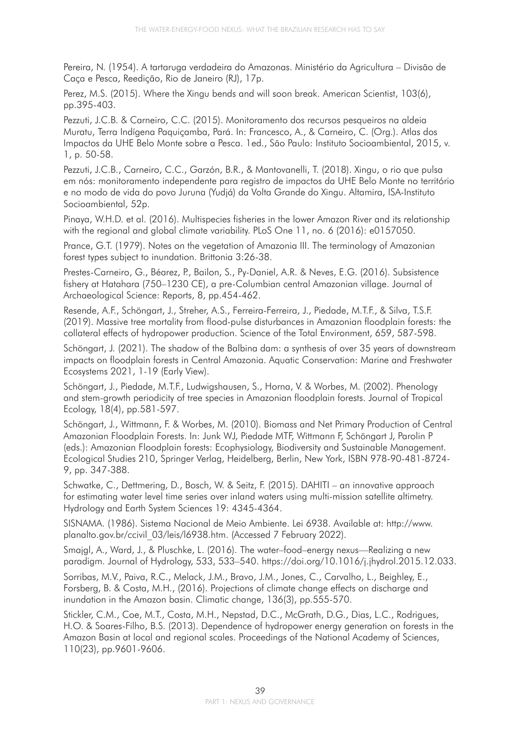Pereira, N. (1954). A tartaruga verdadeira do Amazonas. Ministério da Agricultura – Divisão de Caça e Pesca, Reedição, Rio de Janeiro (RJ), 17p.

Perez, M.S. (2015). Where the Xingu bends and will soon break. American Scientist, 103(6), pp.395-403.

Pezzuti, J.C.B. & Carneiro, C.C. (2015). Monitoramento dos recursos pesqueiros na aldeia Muratu, Terra Indígena Paquiçamba, Pará. In: Francesco, A., & Carneiro, C. (Org.). Atlas dos Impactos da UHE Belo Monte sobre a Pesca. 1ed., São Paulo: Instituto Socioambiental, 2015, v. 1, p. 50-58.

Pezzuti, J.C.B., Carneiro, C.C., Garzón, B.R., & Mantovanelli, T. (2018). Xingu, o rio que pulsa em nós: monitoramento independente para registro de impactos da UHE Belo Monte no território e no modo de vida do povo Juruna (Yudjá) da Volta Grande do Xingu. Altamira, ISA-Instituto Socioambiental, 52p.

Pinaya, W.H.D. et al. (2016). Multispecies fisheries in the lower Amazon River and its relationship with the regional and global climate variability. PLoS One 11, no. 6 (2016): e0157050.

Prance, G.T. (1979). Notes on the vegetation of Amazonia III. The terminology of Amazonian forest types subject to inundation. Brittonia 3:26-38.

Prestes-Carneiro, G., Béarez, P., Bailon, S., Py-Daniel, A.R. & Neves, E.G. (2016). Subsistence fishery at Hatahara (750–1230 CE), a pre-Columbian central Amazonian village. Journal of Archaeological Science: Reports, 8, pp.454-462.

Resende, A.F., Schöngart, J., Streher, A.S., Ferreira-Ferreira, J., Piedade, M.T.F., & Silva, T.S.F. (2019). Massive tree mortality from flood-pulse disturbances in Amazonian floodplain forests: the collateral effects of hydropower production. Science of the Total Environment, 659, 587-598.

Schöngart, J. (2021). The shadow of the Balbina dam: a synthesis of over 35 years of downstream impacts on floodplain forests in Central Amazonia. Aquatic Conservation: Marine and Freshwater Ecosystems 2021, 1-19 (Early View).

Schöngart, J., Piedade, M.T.F., Ludwigshausen, S., Horna, V. & Worbes, M. (2002). Phenology and stem-growth periodicity of tree species in Amazonian floodplain forests. Journal of Tropical Ecology, 18(4), pp.581-597.

Schöngart, J., Wittmann, F. & Worbes, M. (2010). Biomass and Net Primary Production of Central Amazonian Floodplain Forests. In: Junk WJ, Piedade MTF, Wittmann F, Schöngart J, Parolin P (eds.): Amazonian Floodplain forests: Ecophysiology, Biodiversity and Sustainable Management. Ecological Studies 210, Springer Verlag, Heidelberg, Berlin, New York, ISBN 978-90-481-8724-9, pp. 347-388.

Schwatke, C., Dettmering, D., Bosch, W. & Seitz, F. (2015). DAHITI – an innovative approach for estimating water level time series over inland waters using multi-mission satellite altimetry. Hydrology and Earth System Sciences 19: 4345-4364.

SISNAMA. (1986). Sistema Nacional de Meio Ambiente. Lei 6938. Available at: http://www.planalto.gov.br/ccivil_03/leis/l6938.htm. (Accessed 7 February 2022).

Smajgl, A., Ward, J., & Pluschke, L. (2016). The water–food–energy nexus—Realizing a new paradigm. Journal of Hydrology, 533, 533–540. https://doi.org/10.1016/j.jhydrol.2015.12.033.

Sorribas, M.V., Paiva, R.C., Melack, J.M., Bravo, J.M., Jones, C., Carvalho, L., Beighley, E., Forsberg, B. & Costa, M.H., (2016). Projections of climate change effects on discharge and inundation in the Amazon basin. Climatic change, 136(3), pp.555-570.

Stickler, C.M., Coe, M.T., Costa, M.H., Nepstad, D.C., McGrath, D.G., Dias, L.C., Rodrigues, H.O. & Soares-Filho, B.S. (2013). Dependence of hydropower energy generation on forests in the Amazon Basin at local and regional scales. Proceedings of the National Academy of Sciences, 110(23), pp.9601-9606.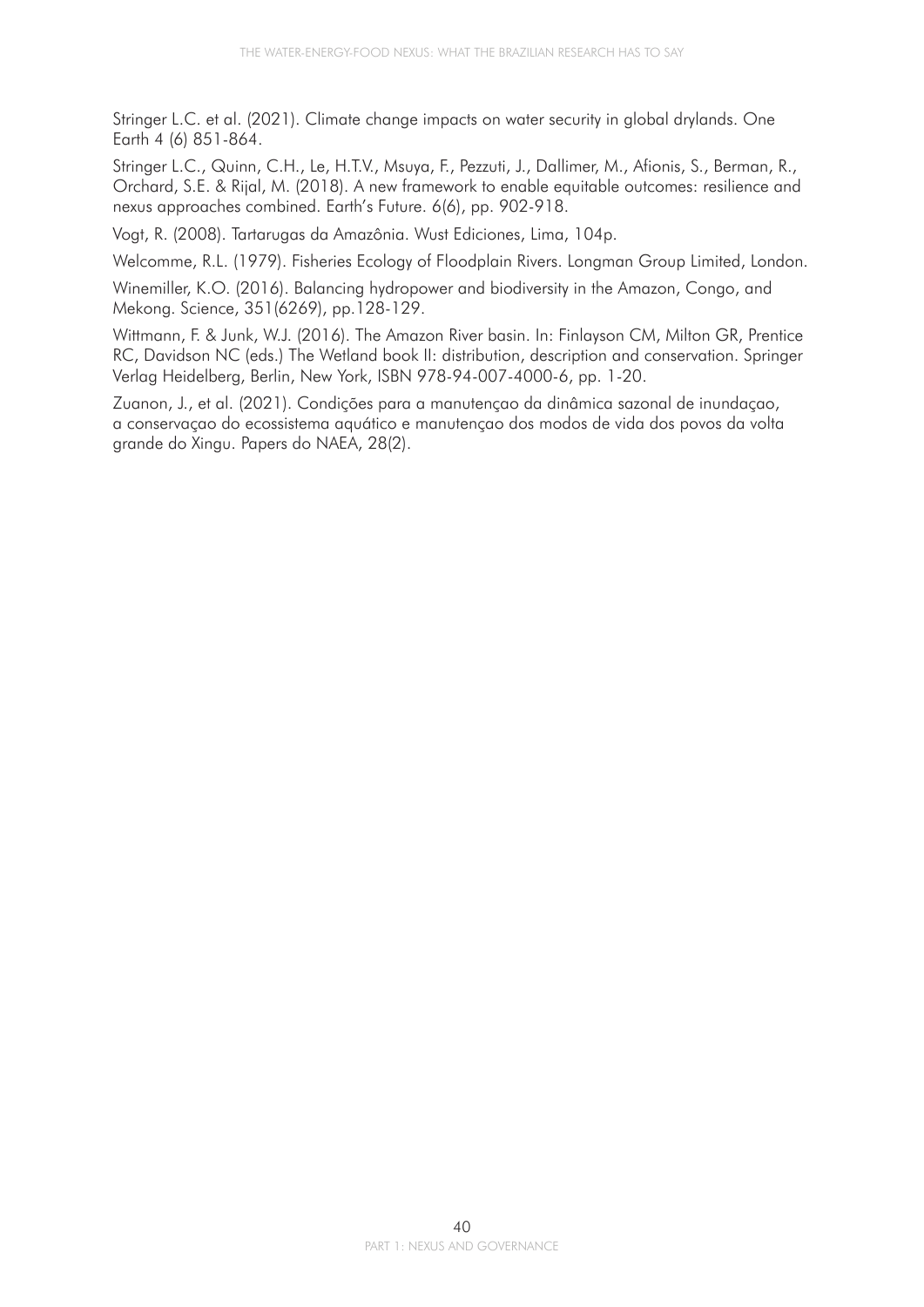Stringer L.C. et al. (2021). Climate change impacts on water security in global drylands. One Earth 4 (6) 851-864.

Stringer L.C., Quinn, C.H., Le, H.T.V., Msuya, F., Pezzuti, J., Dallimer, M., Afionis, S., Berman, R., Orchard, S.E. & Rijal, M. (2018). A new framework to enable equitable outcomes: resilience and nexus approaches combined. Earth's Future. 6(6), pp. 902-918.

Vogt, R. (2008). Tartarugas da Amazônia. Wust Ediciones, Lima, 104p.

Welcomme, R.L. (1979). Fisheries Ecology of Floodplain Rivers. Longman Group Limited, London.

Winemiller, K.O. (2016). Balancing hydropower and biodiversity in the Amazon, Congo, and Mekong. Science, 351(6269), pp.128-129.

Wittmann, F. & Junk, W.J. (2016). The Amazon River basin. In: Finlayson CM, Milton GR, Prentice RC, Davidson NC (eds.) The Wetland book II: distribution, description and conservation. Springer Verlag Heidelberg, Berlin, New York, ISBN 978-94-007-4000-6, pp. 1-20.

Zuanon, J., et al. (2021). Condições para a manutençao da dinâmica sazonal de inundaçao, a conservaçao do ecossistema aquático e manutençao dos modos de vida dos povos da volta grande do Xingu. Papers do NAEA, 28(2).